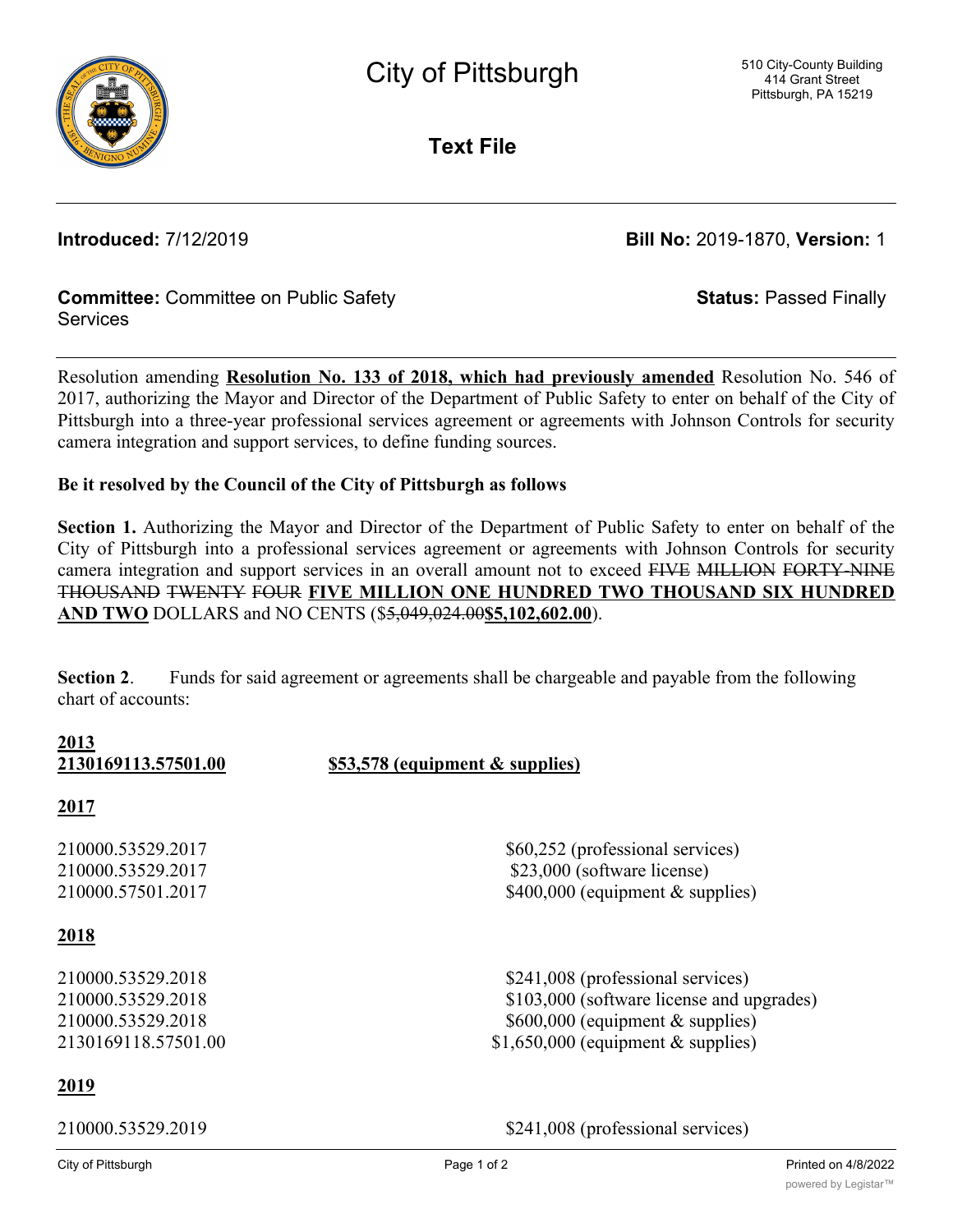# City of Pittsburgh

510 City-County Building
414 Grant Street
Pittsburgh, PA 15219

## Text File

**Introduced:** 7/12/2019

**Bill No:** 2019-1870, **Version:** 1

**Committee:** Committee on Public Safety Services

**Status:** Passed Finally

---

Resolution amending **Resolution No. 133 of 2018, which had previously amended** Resolution No. 546 of 2017, authorizing the Mayor and Director of the Department of Public Safety to enter on behalf of the City of Pittsburgh into a three-year professional services agreement or agreements with Johnson Controls for security camera integration and support services, to define funding sources.

**Be it resolved by the Council of the City of Pittsburgh as follows**

**Section 1.** Authorizing the Mayor and Director of the Department of Public Safety to enter on behalf of the City of Pittsburgh into a professional services agreement or agreements with Johnson Controls for security camera integration and support services in an overall amount not to exceed ~~FIVE MILLION FORTY-NINE THOUSAND TWENTY FOUR~~ **FIVE MILLION ONE HUNDRED TWO THOUSAND SIX HUNDRED AND TWO** DOLLARS and NO CENTS ($~~5,049,024.00~~**$5,102,602.00**).

**Section 2**. Funds for said agreement or agreements shall be chargeable and payable from the following chart of accounts:

**2013**

**2130169113.57501.00** **$53,578 (equipment & supplies)**

**2017**

210000.53529.2017 $60,252 (professional services)
210000.53529.2017 $23,000 (software license)
210000.57501.2017 $400,000 (equipment & supplies)

**2018**

210000.53529.2018 $241,008 (professional services)
210000.53529.2018 $103,000 (software license and upgrades)
210000.53529.2018 $600,000 (equipment & supplies)
2130169118.57501.00 $1,650,000 (equipment & supplies)

**2019**

210000.53529.2019 $241,008 (professional services)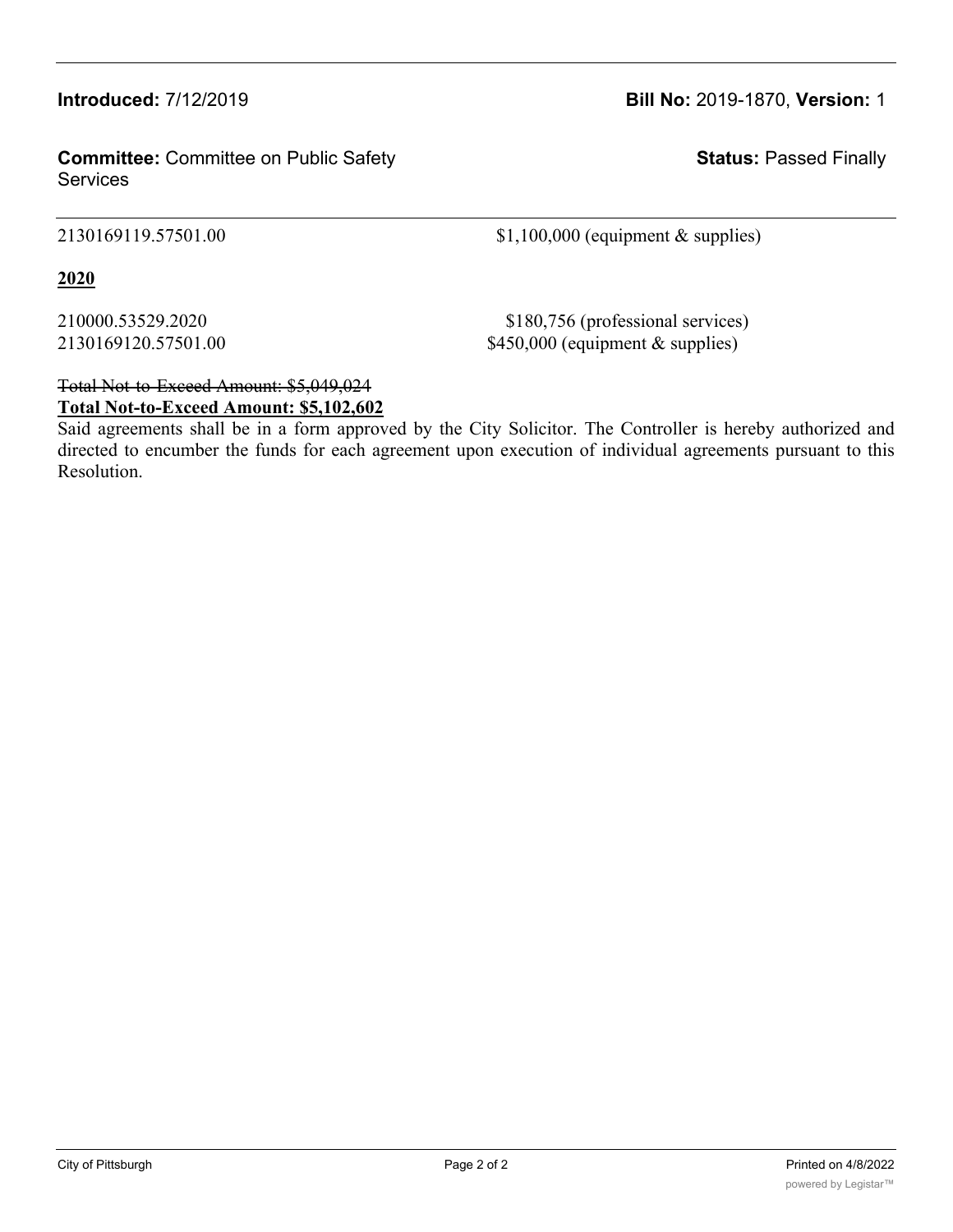2130169119.57501.00 $1,100,000 (equipment & supplies)

**2020**

210000.53529.2020 $180,756 (professional services)

2130169120.57501.00 $450,000 (equipment & supplies)

~~Total Not-to-Exceed Amount: $5,049,024~~

**Total Not-to-Exceed Amount: $5,102,602**

Said agreements shall be in a form approved by the City Solicitor. The Controller is hereby authorized and directed to encumber the funds for each agreement upon execution of individual agreements pursuant to this Resolution.